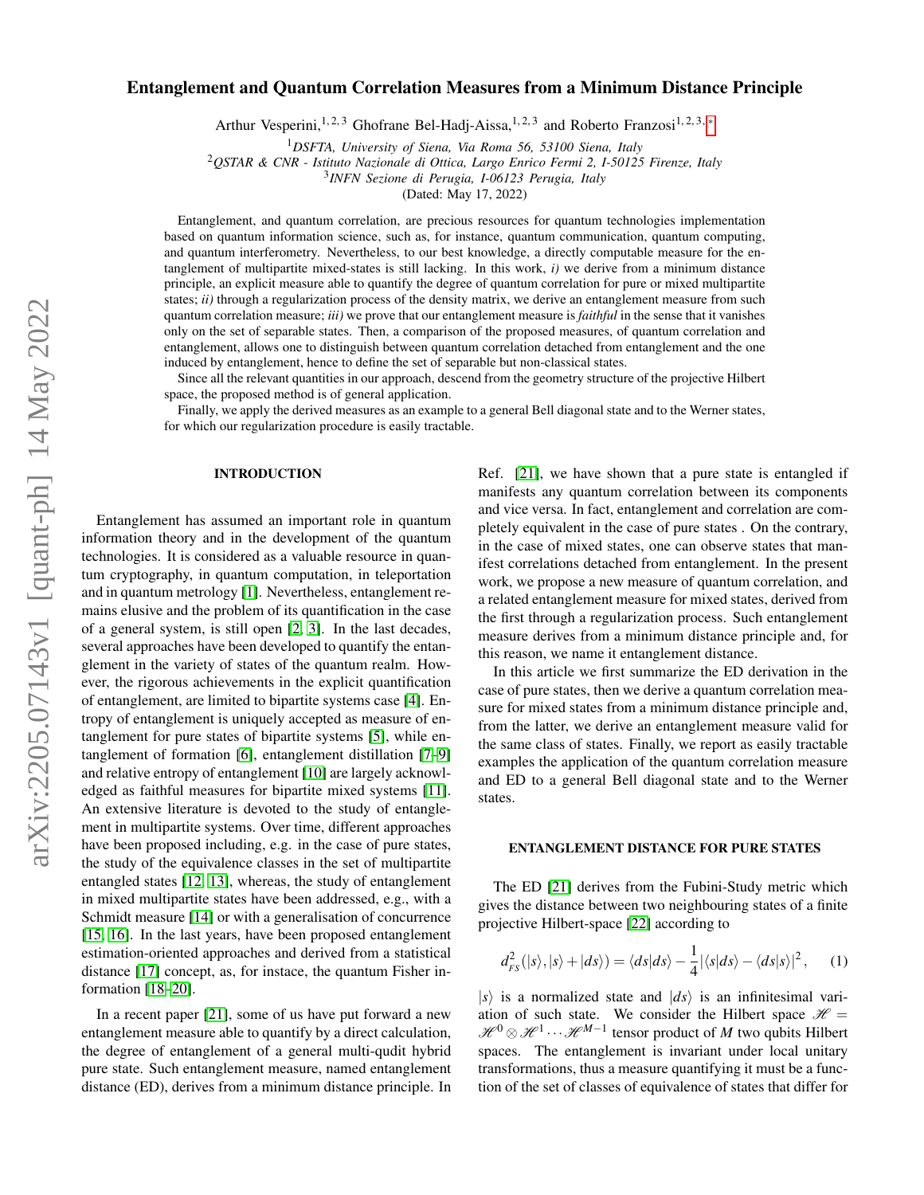# Entanglement and Quantum Correlation Measures from a Minimum Distance Principle

Arthur Vesperini,[1,2,3] Ghofrane Bel-Hadj-Aissa,[1,2,3] and Roberto Franzosi[1,2,3,*]

[1] *DSFTA, University of Siena, Via Roma 56, 53100 Siena, Italy*
[2] *QSTAR & CNR - Istituto Nazionale di Ottica, Largo Enrico Fermi 2, I-50125 Firenze, Italy*
[3] *INFN Sezione di Perugia, I-06123 Perugia, Italy*

(Dated: May 17, 2022)

Entanglement, and quantum correlation, are precious resources for quantum technologies implementation based on quantum information science, such as, for instance, quantum communication, quantum computing, and quantum interferometry. Nevertheless, to our best knowledge, a directly computable measure for the entanglement of multipartite mixed-states is still lacking. In this work, *i)* we derive from a minimum distance principle, an explicit measure able to quantify the degree of quantum correlation for pure or mixed multipartite states; *ii)* through a regularization process of the density matrix, we derive an entanglement measure from such quantum correlation measure; *iii)* we prove that our entanglement measure is *faithful* in the sense that it vanishes only on the set of separable states. Then, a comparison of the proposed measures, of quantum correlation and entanglement, allows one to distinguish between quantum correlation detached from entanglement and the one induced by entanglement, hence to define the set of separable but non-classical states.

Since all the relevant quantities in our approach, descend from the geometry structure of the projective Hilbert space, the proposed method is of general application.

Finally, we apply the derived measures as an example to a general Bell diagonal state and to the Werner states, for which our regularization procedure is easily tractable.

## INTRODUCTION

Entanglement has assumed an important role in quantum information theory and in the development of the quantum technologies. It is considered as a valuable resource in quantum cryptography, in quantum computation, in teleportation and in quantum metrology [1]. Nevertheless, entanglement remains elusive and the problem of its quantification in the case of a general system, is still open [2, 3]. In the last decades, several approaches have been developed to quantify the entanglement in the variety of states of the quantum realm. However, the rigorous achievements in the explicit quantification of entanglement, are limited to bipartite systems case [4]. Entropy of entanglement is uniquely accepted as measure of entanglement for pure states of bipartite systems [5], while entanglement of formation [6], entanglement distillation [7–9] and relative entropy of entanglement [10] are largely acknowledged as faithful measures for bipartite mixed systems [11]. An extensive literature is devoted to the study of entanglement in multipartite systems. Over time, different approaches have been proposed including, e.g. in the case of pure states, the study of the equivalence classes in the set of multipartite entangled states [12, 13], whereas, the study of entanglement in mixed multipartite states have been addressed, e.g., with a Schmidt measure [14] or with a generalisation of concurrence [15, 16]. In the last years, have been proposed entanglement estimation-oriented approaches and derived from a statistical distance [17] concept, as, for instace, the quantum Fisher information [18–20].

In a recent paper [21], some of us have put forward a new entanglement measure able to quantify by a direct calculation, the degree of entanglement of a general multi-qudit hybrid pure state. Such entanglement measure, named entanglement distance (ED), derives from a minimum distance principle. In Ref. [21], we have shown that a pure state is entangled if manifests any quantum correlation between its components and vice versa. In fact, entanglement and correlation are completely equivalent in the case of pure states . On the contrary, in the case of mixed states, one can observe states that manifest correlations detached from entanglement. In the present work, we propose a new measure of quantum correlation, and a related entanglement measure for mixed states, derived from the first through a regularization process. Such entanglement measure derives from a minimum distance principle and, for this reason, we name it entanglement distance.

In this article we first summarize the ED derivation in the case of pure states, then we derive a quantum correlation measure for mixed states from a minimum distance principle and, from the latter, we derive an entanglement measure valid for the same class of states. Finally, we report as easily tractable examples the application of the quantum correlation measure and ED to a general Bell diagonal state and to the Werner states.

## ENTANGLEMENT DISTANCE FOR PURE STATES

The ED [21] derives from the Fubini-Study metric which gives the distance between two neighbouring states of a finite projective Hilbert-space [22] according to

$$d^2_{FS}(|s\rangle, |s\rangle + |ds\rangle) = \langle ds|ds\rangle - \frac{1}{4}|\langle s|ds\rangle - \langle ds|s\rangle|^2 \,, \qquad (1)$$

$|s\rangle$ is a normalized state and $|ds\rangle$ is an infinitesimal variation of such state. We consider the Hilbert space $\mathscr{H} = \mathscr{H}^0 \otimes \mathscr{H}^1 \cdots \mathscr{H}^{M-1}$ tensor product of $M$ two qubits Hilbert spaces. The entanglement is invariant under local unitary transformations, thus a measure quantifying it must be a function of the set of classes of equivalence of states that differ for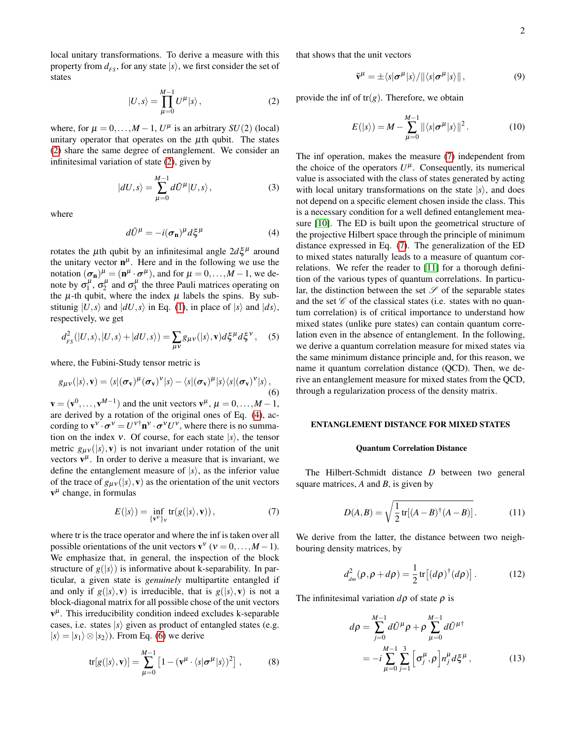local unitary transformations. To derive a measure with this property from $d_{FS}$, for any state $|s\rangle$, we first consider the set of states

$$|U,s\rangle = \prod_{\mu=0}^{M-1} U^\mu |s\rangle\,, \tag{2}$$

where, for $\mu = 0,\dots,M-1$, $U^\mu$ is an arbitrary $SU(2)$ (local) unitary operator that operates on the $\mu$th qubit. The states (2) share the same degree of entanglement. We consider an infinitesimal variation of state (2), given by

$$|dU,s\rangle = \sum_{\mu=0}^{M-1} d\tilde{U}^\mu |U,s\rangle\,, \tag{3}$$

where

$$d\tilde{U}^\mu = -i(\boldsymbol{\sigma}_{\mathbf{n}})^\mu d\xi^\mu \tag{4}$$

rotates the $\mu$th qubit by an infinitesimal angle $2d\xi^\mu$ around the unitary vector $\mathbf{n}^\mu$. Here and in the following we use the notation $(\boldsymbol{\sigma}_{\mathbf{n}})^\mu = (\mathbf{n}^\mu \cdot \boldsymbol{\sigma}^\mu)$, and for $\mu = 0,\dots,M-1$, we denote by $\sigma_1^\mu$, $\sigma_2^\mu$ and $\sigma_3^\mu$ the three Pauli matrices operating on the $\mu$-th qubit, where the index $\mu$ labels the spins. By substitunig $|U,s\rangle$ and $|dU,s\rangle$ in Eq. (1), in place of $|s\rangle$ and $|ds\rangle$, respectively, we get

$$d^2_{FS}(|U,s\rangle, |U,s\rangle + |dU,s\rangle) = \sum_{\mu\nu} g_{\mu\nu}(|s\rangle, \mathbf{v}) d\xi^\mu d\xi^\nu\,, \tag{5}$$

where, the Fubini-Study tensor metric is

$$g_{\mu\nu}(|s\rangle, \mathbf{v}) = \langle s|(\boldsymbol{\sigma}_{\mathbf{v}})^\mu (\boldsymbol{\sigma}_{\mathbf{v}})^\nu|s\rangle - \langle s|(\boldsymbol{\sigma}_{\mathbf{v}})^\mu|s\rangle\langle s|(\boldsymbol{\sigma}_{\mathbf{v}})^\nu|s\rangle\,, \tag{6}$$

$\mathbf{v} = (\mathbf{v}^0,\dots,\mathbf{v}^{M-1})$ and the unit vectors $\mathbf{v}^\mu$, $\mu = 0,\dots,M-1$, are derived by a rotation of the original ones of Eq. (4), according to $\mathbf{v}^\nu \cdot \boldsymbol{\sigma}^\nu = U^{\nu\dagger} \mathbf{n}^\nu \cdot \boldsymbol{\sigma}^\nu U^\nu$, where there is no summation on the index $\nu$. Of course, for each state $|s\rangle$, the tensor metric $g_{\mu\nu}(|s\rangle, \mathbf{v})$ is not invariant under rotation of the unit vectors $\mathbf{v}^\mu$. In order to derive a measure that is invariant, we define the entanglement measure of $|s\rangle$, as the inferior value of the trace of $g_{\mu\nu}(|s\rangle, \mathbf{v})$ as the orientation of the unit vectors $\mathbf{v}^\mu$ change, in formulas

$$E(|s\rangle) = \inf_{\{\mathbf{v}^\nu\}_\nu} \mathrm{tr}(g(|s\rangle, \mathbf{v}))\,, \tag{7}$$

where tr is the trace operator and where the inf is taken over all possible orientations of the unit vectors $\mathbf{v}^\nu$ ($\nu = 0,\dots,M-1$). We emphasize that, in general, the inspection of the block structure of $g(|s\rangle)$ is informative about k-separability. In particular, a given state is *genuinely* multipartite entangled if and only if $g(|s\rangle, \mathbf{v})$ is irreducible, that is $g(|s\rangle, \mathbf{v})$ is not a block-diagonal matrix for all possible chose of the unit vectors $\mathbf{v}^\mu$. This irreducibility condition indeed excludes k-separable cases, i.e. states $|s\rangle$ given as product of entangled states (e.g. $|s\rangle = |s_1\rangle \otimes |s_2\rangle$). From Eq. (6) we derive

$$\mathrm{tr}[g(|s\rangle, \mathbf{v})] = \sum_{\mu=0}^{M-1} \left[1 - (\mathbf{v}^\mu \cdot \langle s|\boldsymbol{\sigma}^\mu|s\rangle)^2\right]\,, \tag{8}$$

that shows that the unit vectors

$$\tilde{\mathbf{v}}^\mu = \pm \langle s|\boldsymbol{\sigma}^\mu|s\rangle / \|\langle s|\boldsymbol{\sigma}^\mu|s\rangle\|\,, \tag{9}$$

provide the inf of $\mathrm{tr}(g)$. Therefore, we obtain

$$E(|s\rangle) = M - \sum_{\mu=0}^{M-1} \|\langle s|\boldsymbol{\sigma}^\mu|s\rangle\|^2\,. \tag{10}$$

The inf operation, makes the measure (7) independent from the choice of the operators $U^\mu$. Consequently, its numerical value is associated with the class of states generated by acting with local unitary transformations on the state $|s\rangle$, and does not depend on a specific element chosen inside the class. This is a necessary condition for a well defined entanglement measure [10]. The ED is built upon the geometrical structure of the projective Hilbert space through the principle of minimum distance expressed in Eq. (7). The generalization of the ED to mixed states naturally leads to a measure of quantum correlations. We refer the reader to [11] for a thorough definition of the various types of quantum correlations. In particular, the distinction between the set $\mathscr{S}$ of the separable states and the set $\mathscr{C}$ of the classical states (i.e. states with no quantum correlation) is of critical importance to understand how mixed states (unlike pure states) can contain quantum correlation even in the absence of entanglement. In the following, we derive a quantum correlation measure for mixed states via the same minimum distance principle and, for this reason, we name it quantum correlation distance (QCD). Then, we derive an entanglement measure for mixed states from the QCD, through a regularization process of the density matrix.

## ENTANGLEMENT DISTANCE FOR MIXED STATES

### Quantum Correlation Distance

The Hilbert-Schmidt distance $D$ between two general square matrices, $A$ and $B$, is given by

$$D(A,B) = \sqrt{\frac{1}{2}\,\mathrm{tr}[(A-B)^\dagger (A-B)]}\,. \tag{11}$$

We derive from the latter, the distance between two neighbouring density matrices, by

$$d^2_{dm}(\rho, \rho + d\rho) = \frac{1}{2}\,\mathrm{tr}\left[(d\rho)^\dagger (d\rho)\right]\,. \tag{12}$$

The infinitesimal variation $d\rho$ of state $\rho$ is

$$\begin{aligned} d\rho &= \sum_{j=0}^{M-1} d\tilde{U}^\mu \rho + \rho \sum_{\mu=0}^{M-1} d\tilde{U}^{\mu\dagger} \\ &= -i \sum_{\mu=0}^{M-1} \sum_{j=1}^{3} \left[\sigma_j^\mu, \rho\right] n_j^\mu d\xi^\mu\,, \end{aligned} \tag{13}$$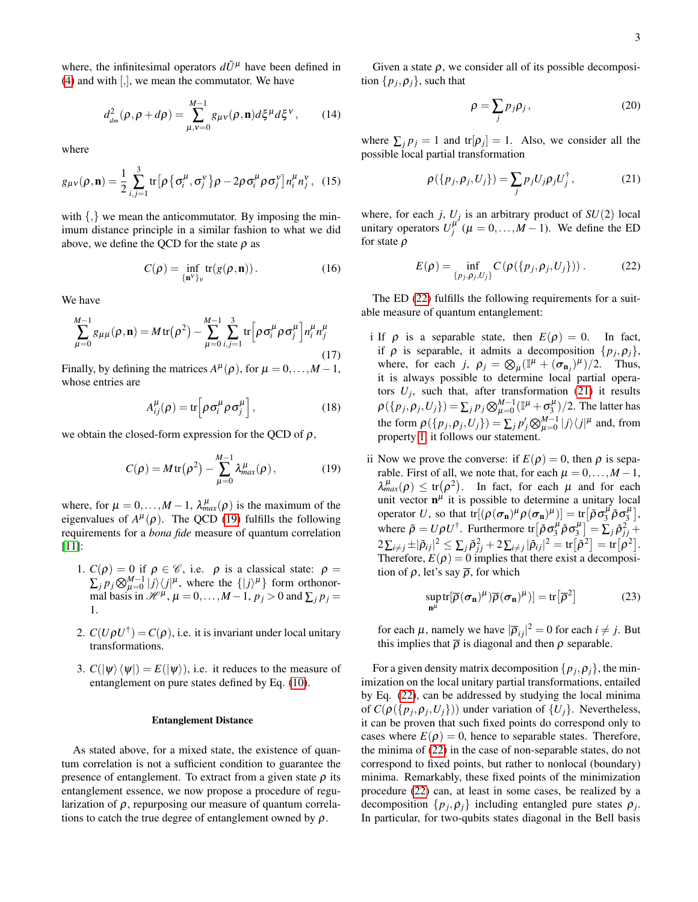where, the infinitesimal operators $d\tilde{U}^\mu$ have been defined in (4) and with $[,]$, we mean the commutator. We have

$$d^2_{dm}(\rho, \rho + d\rho) = \sum_{\mu,\nu=0}^{M-1} g_{\mu\nu}(\rho, \mathbf{n}) d\xi^\mu d\xi^\nu , \qquad (14)$$

where

$$g_{\mu\nu}(\rho, \mathbf{n}) = \frac{1}{2} \sum_{i,j=1}^{3} \mathrm{tr}\left[\rho \{\sigma_i^\mu, \sigma_j^\nu\} \rho - 2\rho \sigma_i^\mu \rho \sigma_j^\nu\right] n_i^\mu n_j^\nu , \quad (15)$$

with $\{,\}$ we mean the anticommutator. By imposing the minimum distance principle in a similar fashion to what we did above, we define the QCD for the state $\rho$ as

$$C(\rho) = \inf_{\{\mathbf{n}^\nu\}_\nu} \mathrm{tr}(g(\rho, \mathbf{n})) . \qquad (16)$$

We have

$$\sum_{\mu=0}^{M-1} g_{\mu\mu}(\rho, \mathbf{n}) = M \,\mathrm{tr}\big(\rho^2\big) - \sum_{\mu=0}^{M-1} \sum_{i,j=1}^{3} \mathrm{tr}\Big[\rho \sigma_i^\mu \rho \sigma_j^\mu\Big] n_i^\mu n_j^\mu \qquad (17)$$

Finally, by defining the matrices $A^\mu(\rho)$, for $\mu = 0, \ldots, M-1$, whose entries are

$$A_{ij}^\mu(\rho) = \mathrm{tr}\Big[\rho \sigma_i^\mu \rho \sigma_j^\mu\Big] , \qquad (18)$$

we obtain the closed-form expression for the QCD of $\rho$,

$$C(\rho) = M \,\mathrm{tr}\big(\rho^2\big) - \sum_{\mu=0}^{M-1} \lambda_{max}^\mu(\rho) , \qquad (19)$$

where, for $\mu = 0, \ldots, M-1$, $\lambda_{max}^\mu(\rho)$ is the maximum of the eigenvalues of $A^\mu(\rho)$. The QCD (19) fulfills the following requirements for a *bona fide* measure of quantum correlation [11]:

1. $C(\rho) = 0$ if $\rho \in \mathscr{C}$, i.e. $\rho$ is a classical state: $\rho = \sum_j p_j \bigotimes_{\mu=0}^{M-1} |j\rangle\langle j|^\mu$, where the $\{|j\rangle^\mu\}$ form orthonormal basis in $\mathscr{H}^\mu$, $\mu = 0, \ldots, M-1$, $p_j > 0$ and $\sum_j p_j = 1$.

2. $C(U\rho U^\dagger) = C(\rho)$, i.e. it is invariant under local unitary transformations.

3. $C(|\psi\rangle\langle\psi|) = E(|\psi\rangle)$, i.e. it reduces to the measure of entanglement on pure states defined by Eq. (10).

#### Entanglement Distance

As stated above, for a mixed state, the existence of quantum correlation is not a sufficient condition to guarantee the presence of entanglement. To extract from a given state $\rho$ its entanglement essence, we now propose a procedure of regularization of $\rho$, repurposing our measure of quantum correlations to catch the true degree of entanglement owned by $\rho$.

Given a state $\rho$, we consider all of its possible decomposition $\{p_j, \rho_j\}$, such that

$$\rho = \sum_j p_j \rho_j , \qquad (20)$$

where $\sum_j p_j = 1$ and $\mathrm{tr}[\rho_j] = 1$. Also, we consider all the possible local partial transformation

$$\rho(\{p_j, \rho_j, U_j\}) = \sum_j p_j U_j \rho_j U_j^\dagger , \qquad (21)$$

where, for each $j$, $U_j$ is an arbitrary product of $SU(2)$ local unitary operators $U_j^\mu$ ($\mu = 0, \ldots, M-1$). We define the ED for state $\rho$

$$E(\rho) = \inf_{\{p_j, \rho_j, U_j\}} C(\rho(\{p_j, \rho_j, U_j\})) . \qquad (22)$$

The ED (22) fulfills the following requirements for a suitable measure of quantum entanglement:

i If $\rho$ is a separable state, then $E(\rho) = 0$. In fact, if $\rho$ is separable, it admits a decomposition $\{p_j, \rho_j\}$, where, for each $j$, $\rho_j = \bigotimes_\mu (\mathbb{I}^\mu + (\sigma_{\mathbf{n}_j})^\mu)/2$. Thus, it is always possible to determine local partial operators $U_j$, such that, after transformation (21) it results $\rho(\{p_j, \rho_j, U_j\}) = \sum_j p_j \bigotimes_{\mu=0}^{M-1} (\mathbb{I}^\mu + \sigma_3^\mu)/2$. The latter has the form $\rho(\{p_j, \rho_j, U_j\}) = \sum_j p'_j \bigotimes_{\mu=0}^{M-1} |j\rangle\langle j|^\mu$ and, from property 1, it follows our statement.

ii Now we prove the converse: if $E(\rho) = 0$, then $\rho$ is separable. First of all, we note that, for each $\mu = 0, \ldots, M-1$, $\lambda_{max}^\mu(\rho) \le \mathrm{tr}\big(\rho^2\big)$. In fact, for each $\mu$ and for each unit vector $\mathbf{n}^\mu$ it is possible to determine a unitary local operator $U$, so that $\mathrm{tr}[(\rho(\sigma_{\mathbf{n}})^\mu \rho(\sigma_{\mathbf{n}})^\mu)] = \mathrm{tr}\big[\tilde{\rho}\sigma_3^\mu \tilde{\rho}\sigma_3^\mu\big]$, where $\tilde{\rho} = U\rho U^\dagger$. Furthermore $\mathrm{tr}\big[\tilde{\rho}\sigma_3^\mu \tilde{\rho}\sigma_3^\mu\big] = \sum_j \tilde{\rho}_{jj}^2 + 2\sum_{i \neq j} \pm |\tilde{\rho}_{ij}|^2 \le \sum_j \tilde{\rho}_{jj}^2 + 2\sum_{i\neq j} |\tilde{\rho}_{ij}|^2 = \mathrm{tr}\big[\tilde{\rho}^2\big] = \mathrm{tr}\big[\rho^2\big]$. Therefore, $E(\rho) = 0$ implies that there exist a decomposition of $\rho$, let's say $\overline{\rho}$, for which

$$\sup_{\mathbf{n}^\mu} \mathrm{tr}[\overline{\rho}(\sigma_{\mathbf{n}})^\mu)\overline{\rho}(\sigma_{\mathbf{n}})^\mu)] = \mathrm{tr}\big[\overline{\rho}^2\big] \qquad (23)$$

for each $\mu$, namely we have $|\overline{\rho}_{ij}|^2 = 0$ for each $i \neq j$. But this implies that $\overline{\rho}$ is diagonal and then $\rho$ separable.

For a given density matrix decomposition $\{p_j, \rho_j\}$, the minimization on the local unitary partial transformations, entailed by Eq. (22), can be addressed by studying the local minima of $C(\rho(\{p_j, \rho_j, U_j\}))$ under variation of $\{U_j\}$. Nevertheless, it can be proven that such fixed points do correspond only to cases where $E(\rho) = 0$, hence to separable states. Therefore, the minima of (22) in the case of non-separable states, do not correspond to fixed points, but rather to nonlocal (boundary) minima. Remarkably, these fixed points of the minimization procedure (22) can, at least in some cases, be realized by a decomposition $\{p_j, \rho_j\}$ including entangled pure states $\rho_j$. In particular, for two-qubits states diagonal in the Bell basis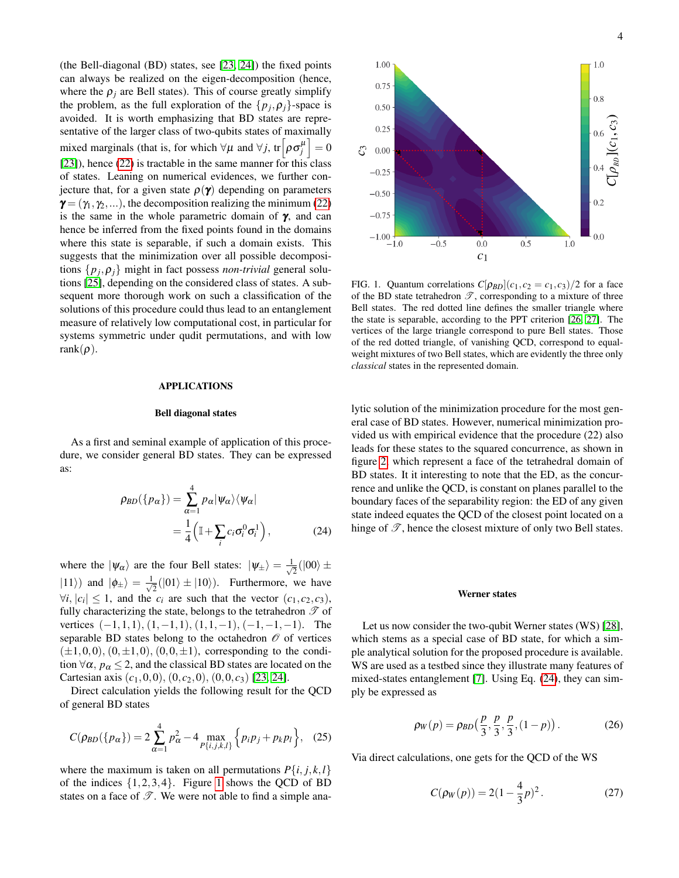(the Bell-diagonal (BD) states, see [23, 24]) the fixed points can always be realized on the eigen-decomposition (hence, where the $\rho_j$ are Bell states). This of course greatly simplify the problem, as the full exploration of the $\{p_j, \rho_j\}$-space is avoided. It is worth emphasizing that BD states are representative of the larger class of two-qubits states of maximally mixed marginals (that is, for which $\forall\mu$ and $\forall j$, $\mathrm{tr}\left[\rho\sigma_j^\mu\right] = 0$ [23]), hence (22) is tractable in the same manner for this class of states. Leaning on numerical evidences, we further conjecture that, for a given state $\rho(\boldsymbol{\gamma})$ depending on parameters $\boldsymbol{\gamma} = (\gamma_1, \gamma_2, \ldots)$, the decomposition realizing the minimum (22) is the same in the whole parametric domain of $\boldsymbol{\gamma}$, and can hence be inferred from the fixed points found in the domains where this state is separable, if such a domain exists. This suggests that the minimization over all possible decompositions $\{p_j, \rho_j\}$ might in fact possess *non-trivial* general solutions [25], depending on the considered class of states. A subsequent more thorough work on such a classification of the solutions of this procedure could thus lead to an entanglement measure of relatively low computational cost, in particular for systems symmetric under qudit permutations, and with low $\mathrm{rank}(\rho)$.

## APPLICATIONS

### Bell diagonal states

As a first and seminal example of application of this procedure, we consider general BD states. They can be expressed as:

$$\rho_{BD}(\{p_\alpha\}) = \sum_{\alpha=1}^{4} p_\alpha |\psi_\alpha\rangle\langle\psi_\alpha| = \frac{1}{4}\Big(\mathbb{I} + \sum_i c_i \sigma_i^0 \sigma_i^1\Big), \tag{24}$$

where the $|\psi_\alpha\rangle$ are the four Bell states: $|\psi_\pm\rangle = \frac{1}{\sqrt{2}}(|00\rangle \pm |11\rangle)$ and $|\phi_\pm\rangle = \frac{1}{\sqrt{2}}(|01\rangle \pm |10\rangle)$. Furthermore, we have $\forall i$, $|c_i| \leq 1$, and the $c_i$ are such that the vector $(c_1, c_2, c_3)$, fully characterizing the state, belongs to the tetrahedron $\mathscr{T}$ of vertices $(-1,1,1)$, $(1,-1,1)$, $(1,1,-1)$, $(-1,-1,-1)$. The separable BD states belong to the octahedron $\mathscr{O}$ of vertices $(\pm1,0,0)$, $(0,\pm1,0)$, $(0,0,\pm1)$, corresponding to the condition $\forall\alpha$, $p_\alpha \leq 2$, and the classical BD states are located on the Cartesian axis $(c_1,0,0)$, $(0,c_2,0)$, $(0,0,c_3)$ [23, 24].

Direct calculation yields the following result for the QCD of general BD states

$$C(\rho_{BD}(\{p_\alpha\}) = 2\sum_{\alpha=1}^{4} p_\alpha^2 - 4 \max_{P\{i,j,k,l\}} \Big\{p_i p_j + p_k p_l\Big\}, \tag{25}$$

where the maximum is taken on all permutations $P\{i,j,k,l\}$ of the indices $\{1,2,3,4\}$. Figure 1 shows the QCD of BD states on a face of $\mathscr{T}$. We were not able to find a simple analytic solution of the minimization procedure for the most general case of BD states. However, numerical minimization provided us with empirical evidence that the procedure (22) also leads for these states to the squared concurrence, as shown in figure 2, which represent a face of the tetrahedral domain of BD states. It it interesting to note that the ED, as the concurrence and unlike the QCD, is constant on planes parallel to the boundary faces of the separability region: the ED of any given state indeed equates the QCD of the closest point located on a hinge of $\mathscr{T}$, hence the closest mixture of only two Bell states.

FIG. 1. Quantum correlations $C[\rho_{BD}](c_1, c_2 = c_1, c_3)/2$ for a face of the BD state tetrahedron $\mathscr{T}$, corresponding to a mixture of three Bell states. The red dotted line defines the smaller triangle where the state is separable, according to the PPT criterion [26, 27]. The vertices of the large triangle correspond to pure Bell states. Those of the red dotted triangle, of vanishing QCD, correspond to equal-weight mixtures of two Bell states, which are evidently the three only *classical* states in the represented domain.

### Werner states

Let us now consider the two-qubit Werner states (WS) [28], which stems as a special case of BD state, for which a simple analytical solution for the proposed procedure is available. WS are used as a testbed since they illustrate many features of mixed-states entanglement [7]. Using Eq. (24), they can simply be expressed as

$$\rho_W(p) = \rho_{BD}\Big(\frac{p}{3}, \frac{p}{3}, \frac{p}{3}, (1-p)\Big). \tag{26}$$

Via direct calculations, one gets for the QCD of the WS

$$C(\rho_W(p)) = 2\big(1 - \frac{4}{3}p\big)^2. \tag{27}$$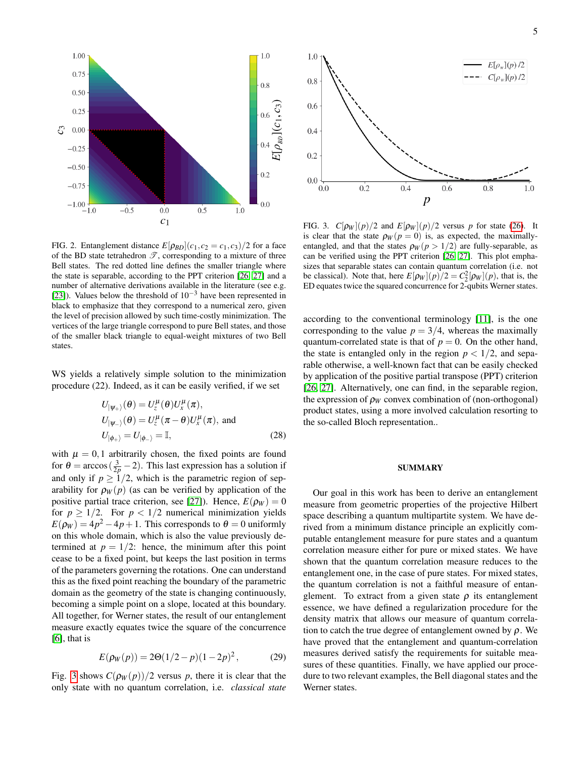FIG. 2. Entanglement distance $E[\rho_{BD}](c_1, c_2 = c_1, c_3)/2$ for a face of the BD state tetrahedron $\mathscr{T}$, corresponding to a mixture of three Bell states. The red dotted line defines the smaller triangle where the state is separable, according to the PPT criterion [26, 27] and a number of alternative derivations available in the literature (see e.g. [23]). Values below the threshold of $10^{-3}$ have been represented in black to emphasize that they correspond to a numerical zero, given the level of precision allowed by such time-costly minimization. The vertices of the large triangle correspond to pure Bell states, and those of the smaller black triangle to equal-weight mixtures of two Bell states.

WS yields a relatively simple solution to the minimization procedure (22). Indeed, as it can be easily verified, if we set

$$
\begin{aligned}
&U_{|\psi_+\rangle}(\theta) = U_z^\mu(\theta) U_x^\mu(\pi),\\
&U_{|\psi_-\rangle}(\theta) = U_z^\mu(\pi - \theta) U_x^\mu(\pi), \text{ and}\\
&U_{|\phi_+\rangle} = U_{|\phi_-\rangle} = \mathbb{I},
\end{aligned}
\tag{28}
$$

with $\mu = 0, 1$ arbitrarily chosen, the fixed points are found for $\theta = \arccos\left(\frac{3}{2p} - 2\right)$. This last expression has a solution if and only if $p \geq 1/2$, which is the parametric region of separability for $\rho_W(p)$ (as can be verified by application of the positive partial trace criterion, see [27]). Hence, $E(\rho_W) = 0$ for $p \geq 1/2$. For $p < 1/2$ numerical minimization yields $E(\rho_W) = 4p^2 - 4p + 1$. This corresponds to $\theta = 0$ uniformly on this whole domain, which is also the value previously determined at $p = 1/2$: hence, the minimum after this point cease to be a fixed point, but keeps the last position in terms of the parameters governing the rotations. One can understand this as the fixed point reaching the boundary of the parametric domain as the geometry of the state is changing continuously, becoming a simple point on a slope, located at this boundary. All together, for Werner states, the result of our entanglement measure exactly equates twice the square of the concurrence [6], that is

$$
E(\rho_W(p)) = 2\Theta(1/2 - p)(1 - 2p)^2\,, \tag{29}
$$

Fig. 3 shows $C(\rho_W(p))/2$ versus $p$, there it is clear that the only state with no quantum correlation, i.e. *classical state* according to the conventional terminology [11], is the one corresponding to the value $p = 3/4$, whereas the maximally quantum-correlated state is that of $p = 0$. On the other hand, the state is entangled only in the region $p < 1/2$, and separable otherwise, a well-known fact that can be easily checked by application of the positive partial transpose (PPT) criterion [26, 27]. Alternatively, one can find, in the separable region, the expression of $\rho_W$ convex combination of (non-orthogonal) product states, using a more involved calculation resorting to the so-called Bloch representation..

FIG. 3. $C[\rho_W](p)/2$ and $E[\rho_W](p)/2$ versus $p$ for state (26). It is clear that the state $\rho_W(p = 0)$ is, as expected, the maximally-entangled, and that the states $\rho_W(p > 1/2)$ are fully-separable, as can be verified using the PPT criterion [26, 27]. This plot emphasizes that separable states can contain quantum correlation (i.e. not be classical). Note that, here $E[\rho_W](p)/2 = C_2^2[\rho_W](p)$, that is, the ED equates twice the squared concurrence for 2-qubits Werner states.

## SUMMARY

Our goal in this work has been to derive an entanglement measure from geometric properties of the projective Hilbert space describing a quantum multipartite system. We have derived from a minimum distance principle an explicitly computable entanglement measure for pure states and a quantum correlation measure either for pure or mixed states. We have shown that the quantum correlation measure reduces to the entanglement one, in the case of pure states. For mixed states, the quantum correlation is not a faithful measure of entanglement. To extract from a given state $\rho$ its entanglement essence, we have defined a regularization procedure for the density matrix that allows our measure of quantum correlation to catch the true degree of entanglement owned by $\rho$. We have proved that the entanglement and quantum-correlation measures derived satisfy the requirements for suitable measures of these quantities. Finally, we have applied our procedure to two relevant examples, the Bell diagonal states and the Werner states.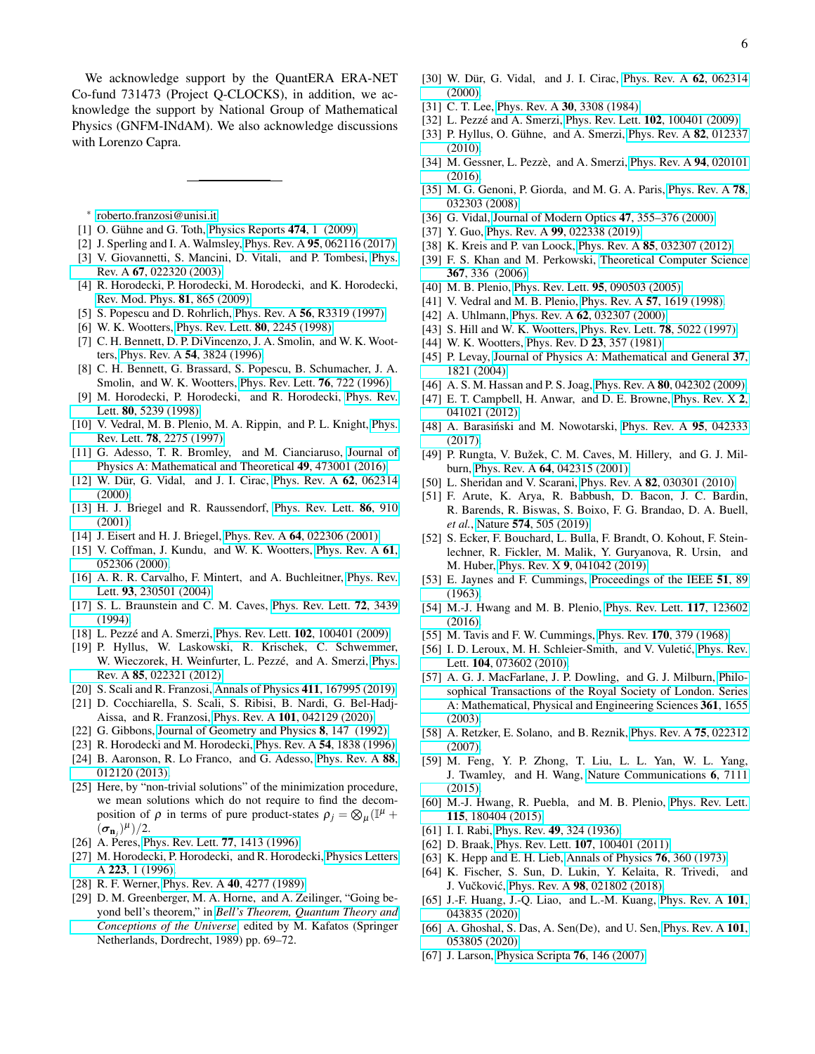We acknowledge support by the QuantERA ERA-NET Co-fund 731473 (Project Q-CLOCKS), in addition, we acknowledge the support by National Group of Mathematical Physics (GNFM-INdAM). We also acknowledge discussions with Lorenzo Capra.

---

\* roberto.franzosi@unisi.it

[1] O. Gühne and G. Toth, Physics Reports **474**, 1 (2009).

[2] J. Sperling and I. A. Walmsley, Phys. Rev. A **95**, 062116 (2017).

[3] V. Giovannetti, S. Mancini, D. Vitali, and P. Tombesi, Phys. Rev. A **67**, 022320 (2003).

[4] R. Horodecki, P. Horodecki, M. Horodecki, and K. Horodecki, Rev. Mod. Phys. **81**, 865 (2009).

[5] S. Popescu and D. Rohrlich, Phys. Rev. A **56**, R3319 (1997).

[6] W. K. Wootters, Phys. Rev. Lett. **80**, 2245 (1998).

[7] C. H. Bennett, D. P. DiVincenzo, J. A. Smolin, and W. K. Wootters, Phys. Rev. A **54**, 3824 (1996).

[8] C. H. Bennett, G. Brassard, S. Popescu, B. Schumacher, J. A. Smolin, and W. K. Wootters, Phys. Rev. Lett. **76**, 722 (1996).

[9] M. Horodecki, P. Horodecki, and R. Horodecki, Phys. Rev. Lett. **80**, 5239 (1998).

[10] V. Vedral, M. B. Plenio, M. A. Rippin, and P. L. Knight, Phys. Rev. Lett. **78**, 2275 (1997).

[11] G. Adesso, T. R. Bromley, and M. Cianciaruso, Journal of Physics A: Mathematical and Theoretical **49**, 473001 (2016).

[12] W. Dür, G. Vidal, and J. I. Cirac, Phys. Rev. A **62**, 062314 (2000).

[13] H. J. Briegel and R. Raussendorf, Phys. Rev. Lett. **86**, 910 (2001).

[14] J. Eisert and H. J. Briegel, Phys. Rev. A **64**, 022306 (2001).

[15] V. Coffman, J. Kundu, and W. K. Wootters, Phys. Rev. A **61**, 052306 (2000).

[16] A. R. R. Carvalho, F. Mintert, and A. Buchleitner, Phys. Rev. Lett. **93**, 230501 (2004).

[17] S. L. Braunstein and C. M. Caves, Phys. Rev. Lett. **72**, 3439 (1994).

[18] L. Pezzé and A. Smerzi, Phys. Rev. Lett. **102**, 100401 (2009).

[19] P. Hyllus, W. Laskowski, R. Krischek, C. Schwemmer, W. Wieczorek, H. Weinfurter, L. Pezzé, and A. Smerzi, Phys. Rev. A **85**, 022321 (2012).

[20] S. Scali and R. Franzosi, Annals of Physics **411**, 167995 (2019).

[21] D. Cocchiarella, S. Scali, S. Ribisi, B. Nardi, G. Bel-Hadj-Aissa, and R. Franzosi, Phys. Rev. A **101**, 042129 (2020).

[22] G. Gibbons, Journal of Geometry and Physics **8**, 147 (1992).

[23] R. Horodecki and M. Horodecki, Phys. Rev. A **54**, 1838 (1996).

[24] B. Aaronson, R. Lo Franco, and G. Adesso, Phys. Rev. A **88**, 012120 (2013).

[25] Here, by "non-trivial solutions" of the minimization procedure, we mean solutions which do not require to find the decomposition of $\rho$ in terms of pure product-states $\rho_j = \bigotimes_\mu (\mathbb{I}^\mu + (\boldsymbol{\sigma}_{\mathbf{n}_j})^\mu)/2$.

[26] A. Peres, Phys. Rev. Lett. **77**, 1413 (1996).

[27] M. Horodecki, P. Horodecki, and R. Horodecki, Physics Letters A **223**, 1 (1996).

[28] R. F. Werner, Phys. Rev. A **40**, 4277 (1989).

[29] D. M. Greenberger, M. A. Horne, and A. Zeilinger, "Going beyond bell's theorem," in *Bell's Theorem, Quantum Theory and Conceptions of the Universe*, edited by M. Kafatos (Springer Netherlands, Dordrecht, 1989) pp. 69–72.

[30] W. Dür, G. Vidal, and J. I. Cirac, Phys. Rev. A **62**, 062314 (2000).

[31] C. T. Lee, Phys. Rev. A **30**, 3308 (1984).

[32] L. Pezzé and A. Smerzi, Phys. Rev. Lett. **102**, 100401 (2009).

[33] P. Hyllus, O. Gühne, and A. Smerzi, Phys. Rev. A **82**, 012337 (2010).

[34] M. Gessner, L. Pezzè, and A. Smerzi, Phys. Rev. A **94**, 020101 (2016).

[35] M. G. Genoni, P. Giorda, and M. G. A. Paris, Phys. Rev. A **78**, 032303 (2008).

[36] G. Vidal, Journal of Modern Optics **47**, 355–376 (2000).

[37] Y. Guo, Phys. Rev. A **99**, 022338 (2019).

[38] K. Kreis and P. van Loock, Phys. Rev. A **85**, 032307 (2012).

[39] F. S. Khan and M. Perkowski, Theoretical Computer Science **367**, 336 (2006).

[40] M. B. Plenio, Phys. Rev. Lett. **95**, 090503 (2005).

[41] V. Vedral and M. B. Plenio, Phys. Rev. A **57**, 1619 (1998).

[42] A. Uhlmann, Phys. Rev. A **62**, 032307 (2000).

[43] S. Hill and W. K. Wootters, Phys. Rev. Lett. **78**, 5022 (1997).

[44] W. K. Wootters, Phys. Rev. D **23**, 357 (1981).

[45] P. Levay, Journal of Physics A: Mathematical and General **37**, 1821 (2004).

[46] A. S. M. Hassan and P. S. Joag, Phys. Rev. A **80**, 042302 (2009).

[47] E. T. Campbell, H. Anwar, and D. E. Browne, Phys. Rev. X **2**, 041021 (2012).

[48] A. Barasiński and M. Nowotarski, Phys. Rev. A **95**, 042333 (2017).

[49] P. Rungta, V. Bužek, C. M. Caves, M. Hillery, and G. J. Milburn, Phys. Rev. A **64**, 042315 (2001).

[50] L. Sheridan and V. Scarani, Phys. Rev. A **82**, 030301 (2010).

[51] F. Arute, K. Arya, R. Babbush, D. Bacon, J. C. Bardin, R. Barends, R. Biswas, S. Boixo, F. G. Brandao, D. A. Buell, *et al.*, Nature **574**, 505 (2019).

[52] S. Ecker, F. Bouchard, L. Bulla, F. Brandt, O. Kohout, F. Steinlechner, R. Fickler, M. Malik, Y. Guryanova, R. Ursin, and M. Huber, Phys. Rev. X **9**, 041042 (2019).

[53] E. Jaynes and F. Cummings, Proceedings of the IEEE **51**, 89 (1963).

[54] M.-J. Hwang and M. B. Plenio, Phys. Rev. Lett. **117**, 123602 (2016).

[55] M. Tavis and F. W. Cummings, Phys. Rev. **170**, 379 (1968).

[56] I. D. Leroux, M. H. Schleier-Smith, and V. Vuletić, Phys. Rev. Lett. **104**, 073602 (2010).

[57] A. G. J. MacFarlane, J. P. Dowling, and G. J. Milburn, Philosophical Transactions of the Royal Society of London. Series A: Mathematical, Physical and Engineering Sciences **361**, 1655 (2003).

[58] A. Retzker, E. Solano, and B. Reznik, Phys. Rev. A **75**, 022312 (2007).

[59] M. Feng, Y. P. Zhong, T. Liu, L. L. Yan, W. L. Yang, J. Twamley, and H. Wang, Nature Communications **6**, 7111 (2015).

[60] M.-J. Hwang, R. Puebla, and M. B. Plenio, Phys. Rev. Lett. **115**, 180404 (2015).

[61] I. I. Rabi, Phys. Rev. **49**, 324 (1936).

[62] D. Braak, Phys. Rev. Lett. **107**, 100401 (2011).

[63] K. Hepp and E. H. Lieb, Annals of Physics **76**, 360 (1973).

[64] K. Fischer, S. Sun, D. Lukin, Y. Kelaita, R. Trivedi, and J. Vučković, Phys. Rev. A **98**, 021802 (2018).

[65] J.-F. Huang, J.-Q. Liao, and L.-M. Kuang, Phys. Rev. A **101**, 043835 (2020).

[66] A. Ghoshal, S. Das, A. Sen(De), and U. Sen, Phys. Rev. A **101**, 053805 (2020).

[67] J. Larson, Physica Scripta **76**, 146 (2007).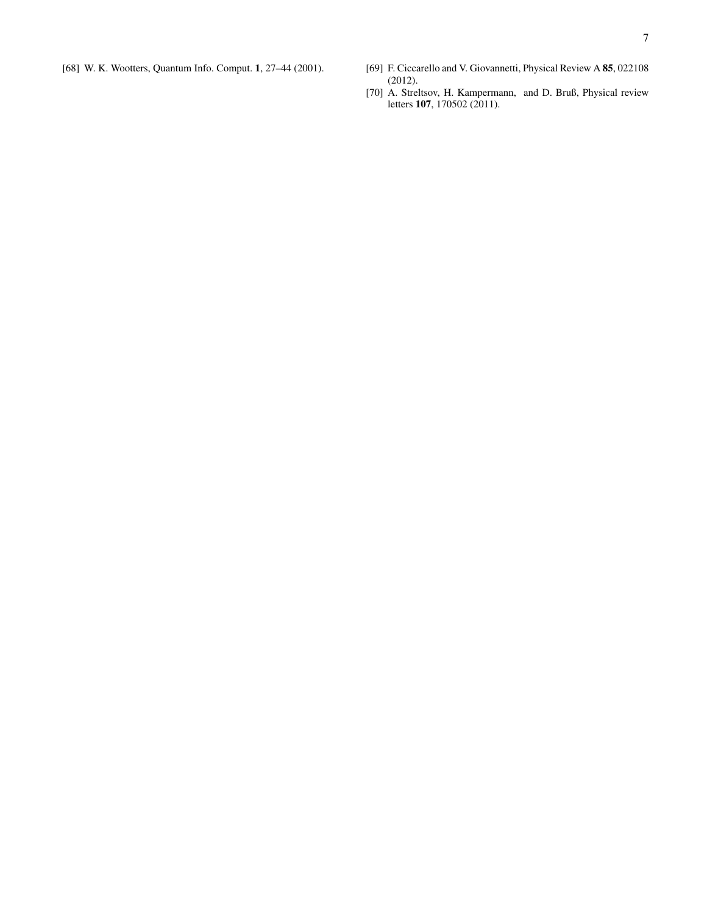[68] W. K. Wootters, Quantum Info. Comput. **1**, 27–44 (2001).

[69] F. Ciccarello and V. Giovannetti, Physical Review A **85**, 022108 (2012).

[70] A. Streltsov, H. Kampermann, and D. Bruß, Physical review letters **107**, 170502 (2011).